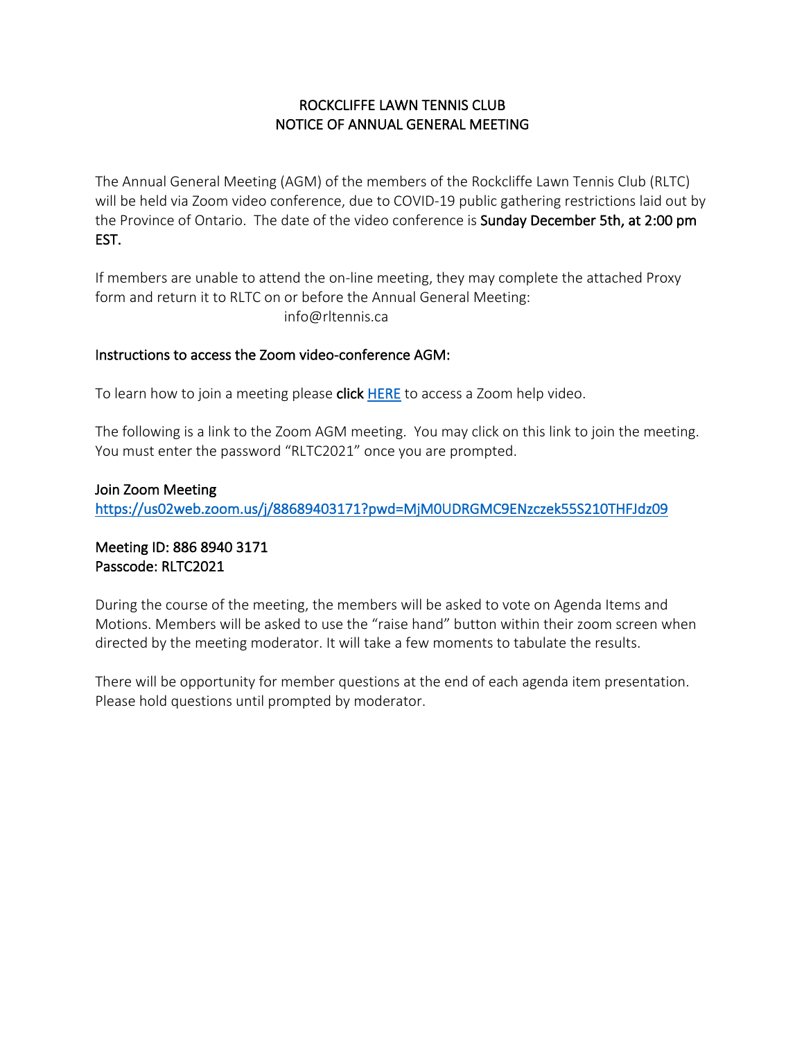# ROCKCLIFFE LAWN TENNIS CLUB
## NOTICE OF ANNUAL GENERAL MEETING

The Annual General Meeting (AGM) of the members of the Rockcliffe Lawn Tennis Club (RLTC) will be held via Zoom video conference, due to COVID-19 public gathering restrictions laid out by the Province of Ontario. The date of the video conference is **Sunday December 5th, at 2:00 pm EST.**

If members are unable to attend the on-line meeting, they may complete the attached Proxy form and return it to RLTC on or before the Annual General Meeting:

info@rltennis.ca

### Instructions to access the Zoom video-conference AGM:

To learn how to join a meeting please **click** [HERE]() to access a Zoom help video.

The following is a link to the Zoom AGM meeting. You may click on this link to join the meeting. You must enter the password "RLTC2021" once you are prompted.

**Join Zoom Meeting**
https://us02web.zoom.us/j/88689403171?pwd=MjM0UDRGMC9ENzczek55S210THFJdz09

**Meeting ID: 886 8940 3171**
**Passcode: RLTC2021**

During the course of the meeting, the members will be asked to vote on Agenda Items and Motions. Members will be asked to use the "raise hand" button within their zoom screen when directed by the meeting moderator. It will take a few moments to tabulate the results.

There will be opportunity for member questions at the end of each agenda item presentation. Please hold questions until prompted by moderator.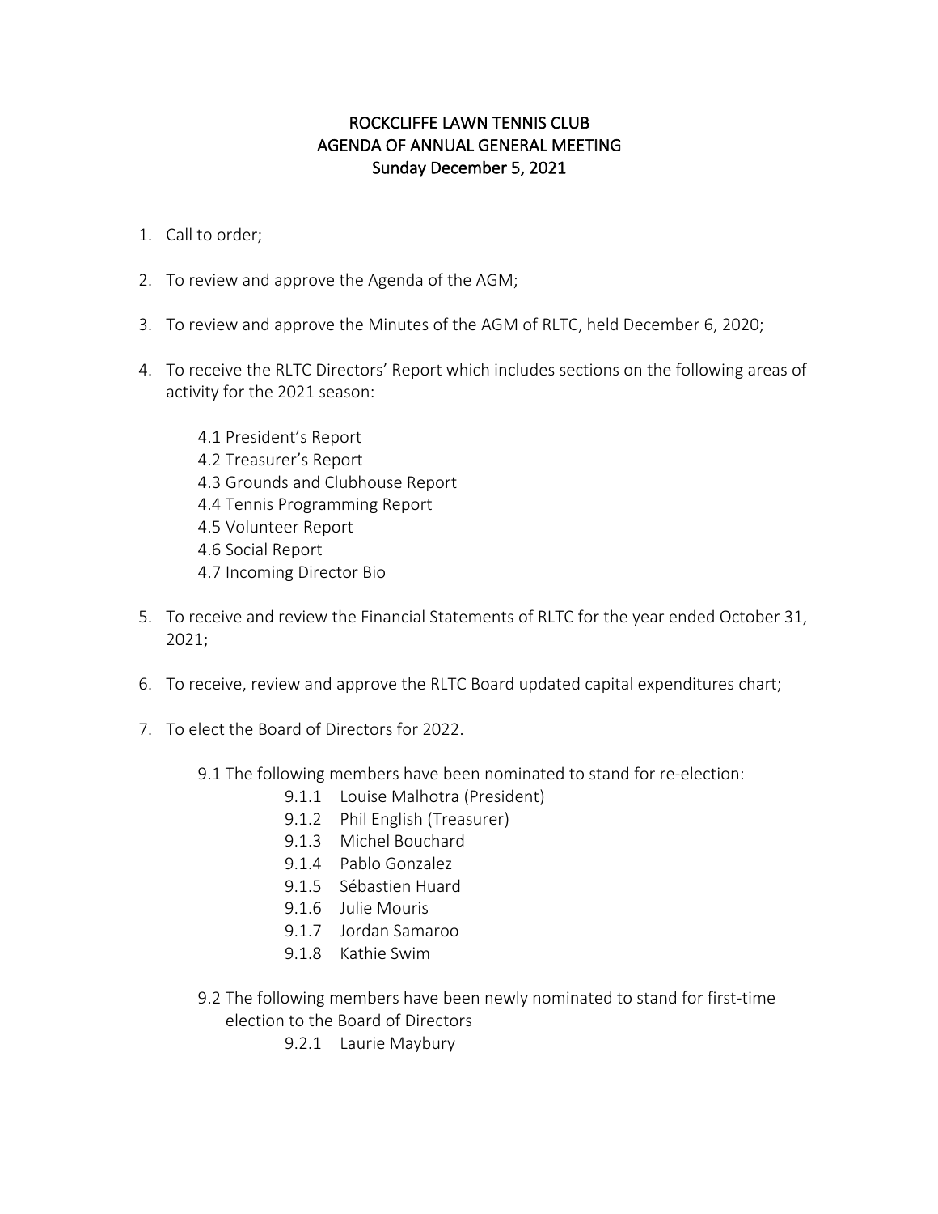# ROCKCLIFFE LAWN TENNIS CLUB
## AGENDA OF ANNUAL GENERAL MEETING
### Sunday December 5, 2021

1. Call to order;

2. To review and approve the Agenda of the AGM;

3. To review and approve the Minutes of the AGM of RLTC, held December 6, 2020;

4. To receive the RLTC Directors' Report which includes sections on the following areas of activity for the 2021 season:

   4.1 President's Report
   4.2 Treasurer's Report
   4.3 Grounds and Clubhouse Report
   4.4 Tennis Programming Report
   4.5 Volunteer Report
   4.6 Social Report
   4.7 Incoming Director Bio

5. To receive and review the Financial Statements of RLTC for the year ended October 31, 2021;

6. To receive, review and approve the RLTC Board updated capital expenditures chart;

7. To elect the Board of Directors for 2022.

   9.1 The following members have been nominated to stand for re-election:
   - 9.1.1 Louise Malhotra (President)
   - 9.1.2 Phil English (Treasurer)
   - 9.1.3 Michel Bouchard
   - 9.1.4 Pablo Gonzalez
   - 9.1.5 Sébastien Huard
   - 9.1.6 Julie Mouris
   - 9.1.7 Jordan Samaroo
   - 9.1.8 Kathie Swim

   9.2 The following members have been newly nominated to stand for first-time election to the Board of Directors
   - 9.2.1 Laurie Maybury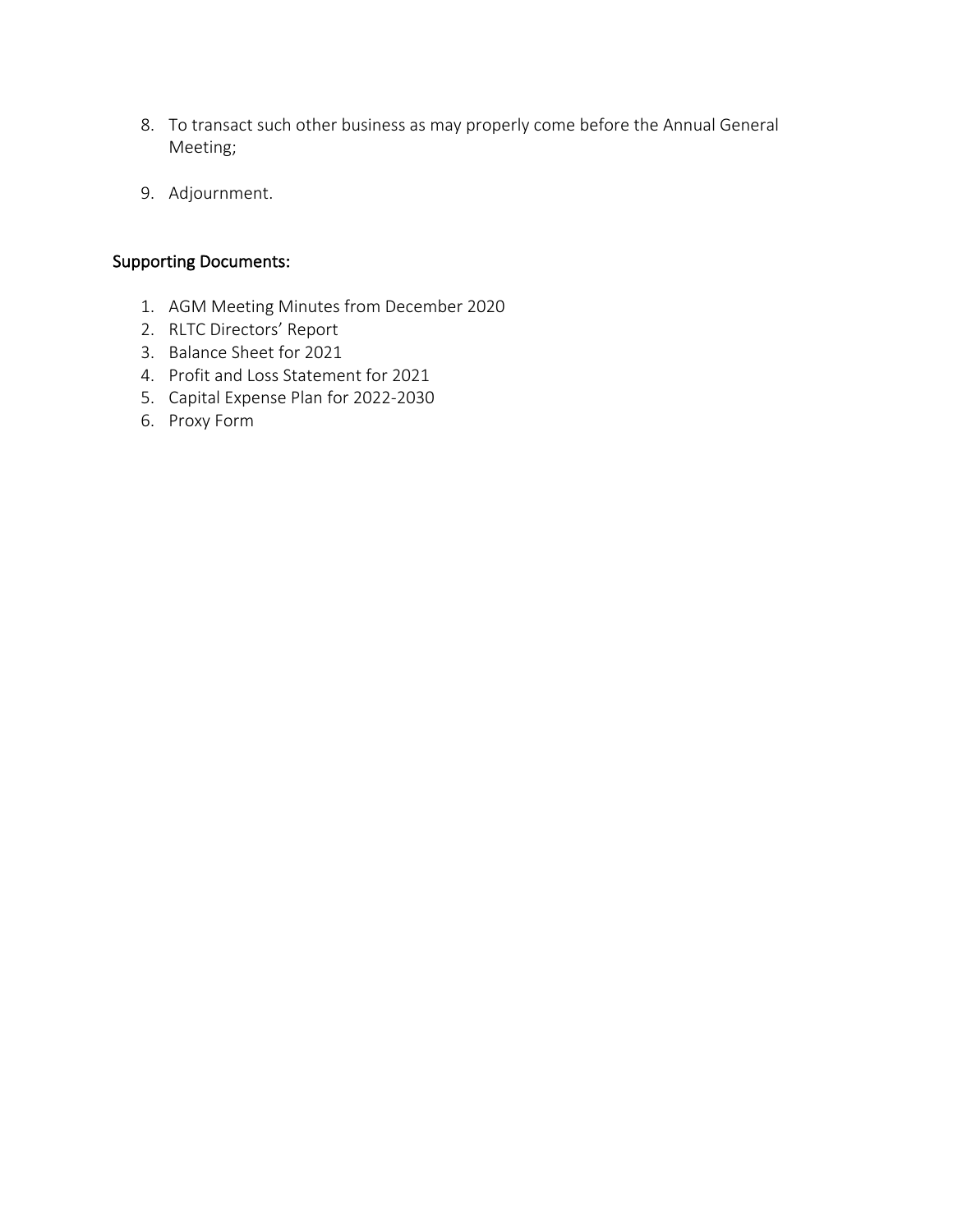8. To transact such other business as may properly come before the Annual General Meeting;

9. Adjournment.

## Supporting Documents:

1. AGM Meeting Minutes from December 2020
2. RLTC Directors' Report
3. Balance Sheet for 2021
4. Profit and Loss Statement for 2021
5. Capital Expense Plan for 2022-2030
6. Proxy Form